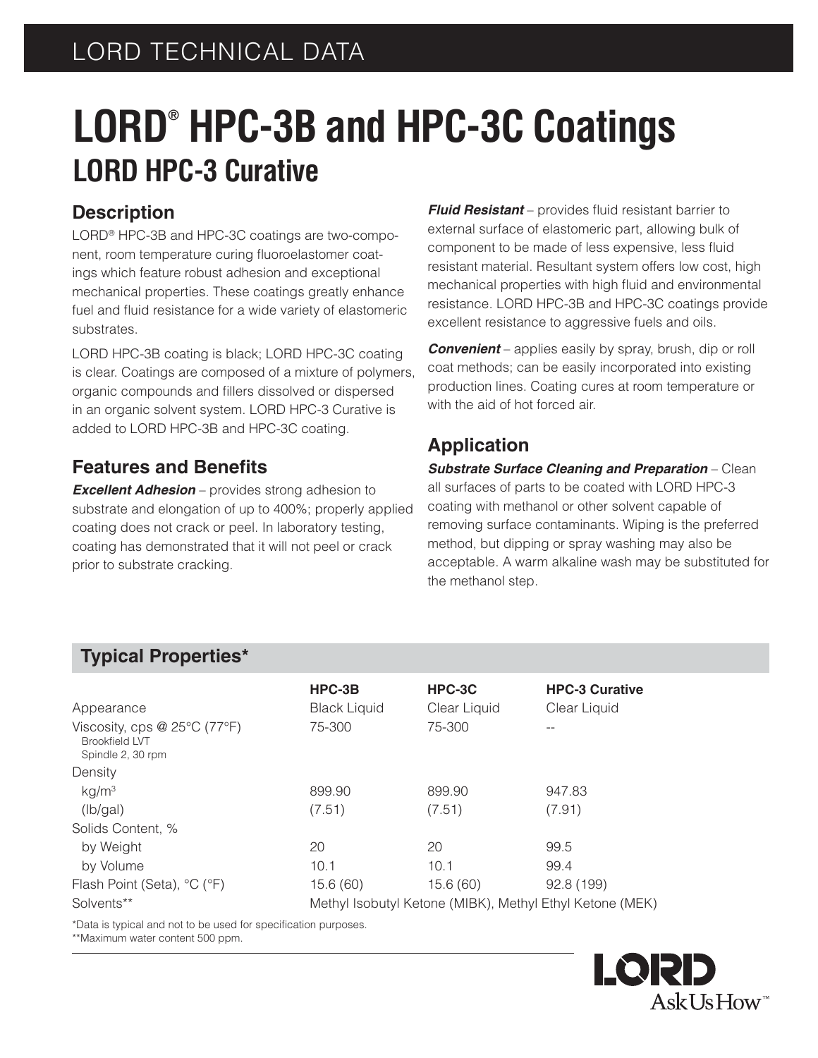LORD TECHNICAL DATA

# LORD® HPC-3B and HPC-3C Coatings

## LORD HPC-3 Curative

### Description

LORD® HPC-3B and HPC-3C coatings are two-component, room temperature curing fluoroelastomer coatings which feature robust adhesion and exceptional mechanical properties. These coatings greatly enhance fuel and fluid resistance for a wide variety of elastomeric substrates.

LORD HPC-3B coating is black; LORD HPC-3C coating is clear. Coatings are composed of a mixture of polymers, organic compounds and fillers dissolved or dispersed in an organic solvent system. LORD HPC-3 Curative is added to LORD HPC-3B and HPC-3C coating.

### Features and Benefits

***Excellent Adhesion*** – provides strong adhesion to substrate and elongation of up to 400%; properly applied coating does not crack or peel. In laboratory testing, coating has demonstrated that it will not peel or crack prior to substrate cracking.

***Fluid Resistant*** – provides fluid resistant barrier to external surface of elastomeric part, allowing bulk of component to be made of less expensive, less fluid resistant material. Resultant system offers low cost, high mechanical properties with high fluid and environmental resistance. LORD HPC-3B and HPC-3C coatings provide excellent resistance to aggressive fuels and oils.

***Convenient*** – applies easily by spray, brush, dip or roll coat methods; can be easily incorporated into existing production lines. Coating cures at room temperature or with the aid of hot forced air.

### Application

***Substrate Surface Cleaning and Preparation*** – Clean all surfaces of parts to be coated with LORD HPC-3 coating with methanol or other solvent capable of removing surface contaminants. Wiping is the preferred method, but dipping or spray washing may also be acceptable. A warm alkaline wash may be substituted for the methanol step.

### Typical Properties*

| | HPC-3B | HPC-3C | HPC-3 Curative |
|---|---|---|---|
| Appearance | Black Liquid | Clear Liquid | Clear Liquid |
| Viscosity, cps @ 25°C (77°F) Brookfield LVT Spindle 2, 30 rpm | 75-300 | 75-300 | -- |
| Density | | | |
| kg/m$^3$ | 899.90 | 899.90 | 947.83 |
| (lb/gal) | (7.51) | (7.51) | (7.91) |
| Solids Content, % | | | |
| by Weight | 20 | 20 | 99.5 |
| by Volume | 10.1 | 10.1 | 99.4 |
| Flash Point (Seta), °C (°F) | 15.6 (60) | 15.6 (60) | 92.8 (199) |
| Solvents** | Methyl Isobutyl Ketone (MIBK), Methyl Ethyl Ketone (MEK) | | |

*Data is typical and not to be used for specification purposes.
**Maximum water content 500 ppm.

LORD
Ask Us How™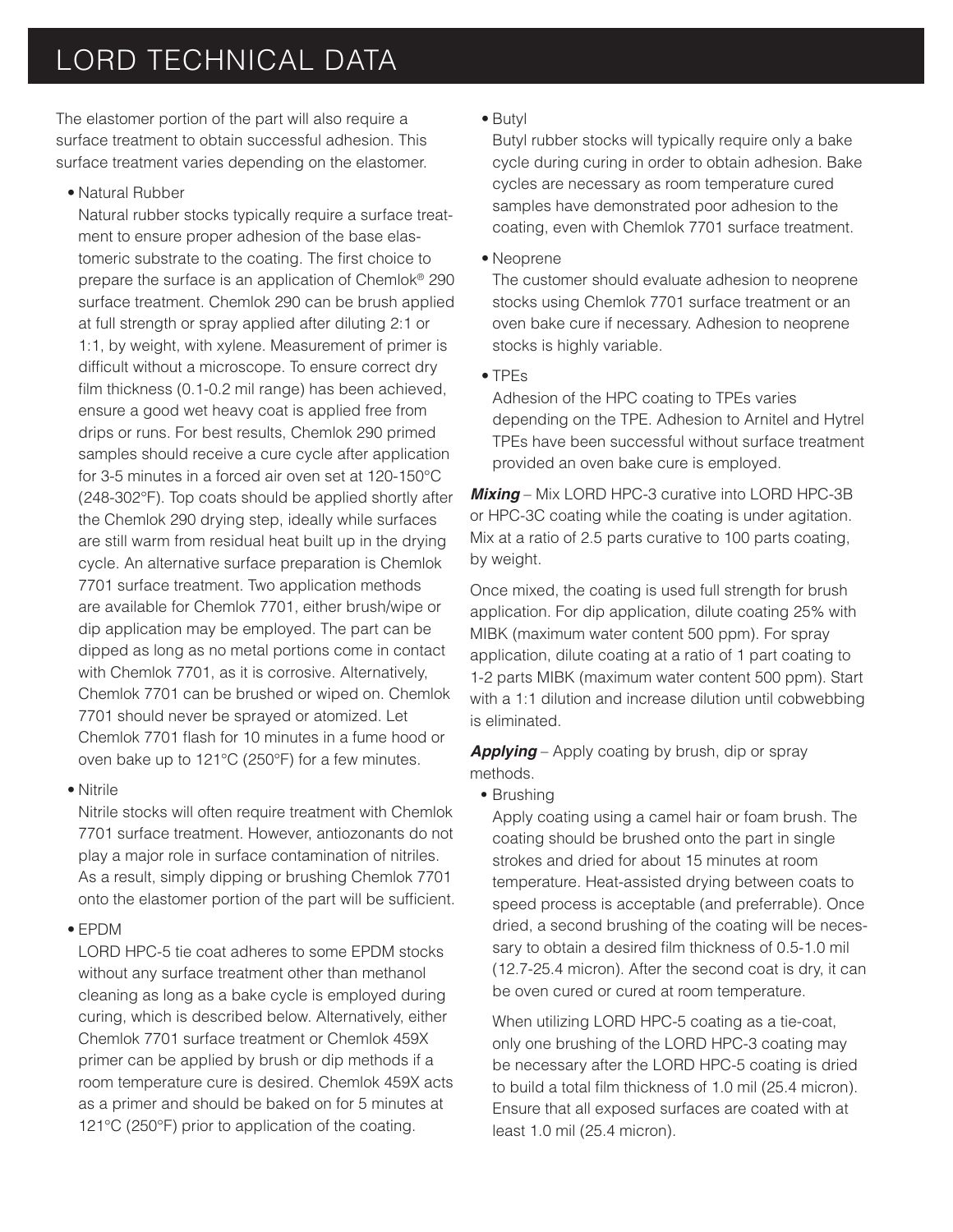The elastomer portion of the part will also require a surface treatment to obtain successful adhesion. This surface treatment varies depending on the elastomer.

- Natural Rubber

  Natural rubber stocks typically require a surface treatment to ensure proper adhesion of the base elastomeric substrate to the coating. The first choice to prepare the surface is an application of Chemlok® 290 surface treatment. Chemlok 290 can be brush applied at full strength or spray applied after diluting 2:1 or 1:1, by weight, with xylene. Measurement of primer is difficult without a microscope. To ensure correct dry film thickness (0.1-0.2 mil range) has been achieved, ensure a good wet heavy coat is applied free from drips or runs. For best results, Chemlok 290 primed samples should receive a cure cycle after application for 3-5 minutes in a forced air oven set at 120-150°C (248-302°F). Top coats should be applied shortly after the Chemlok 290 drying step, ideally while surfaces are still warm from residual heat built up in the drying cycle. An alternative surface preparation is Chemlok 7701 surface treatment. Two application methods are available for Chemlok 7701, either brush/wipe or dip application may be employed. The part can be dipped as long as no metal portions come in contact with Chemlok 7701, as it is corrosive. Alternatively, Chemlok 7701 can be brushed or wiped on. Chemlok 7701 should never be sprayed or atomized. Let Chemlok 7701 flash for 10 minutes in a fume hood or oven bake up to 121°C (250°F) for a few minutes.

- Nitrile

  Nitrile stocks will often require treatment with Chemlok 7701 surface treatment. However, antiozonants do not play a major role in surface contamination of nitriles. As a result, simply dipping or brushing Chemlok 7701 onto the elastomer portion of the part will be sufficient.

- EPDM

  LORD HPC-5 tie coat adheres to some EPDM stocks without any surface treatment other than methanol cleaning as long as a bake cycle is employed during curing, which is described below. Alternatively, either Chemlok 7701 surface treatment or Chemlok 459X primer can be applied by brush or dip methods if a room temperature cure is desired. Chemlok 459X acts as a primer and should be baked on for 5 minutes at 121°C (250°F) prior to application of the coating.

- Butyl

  Butyl rubber stocks will typically require only a bake cycle during curing in order to obtain adhesion. Bake cycles are necessary as room temperature cured samples have demonstrated poor adhesion to the coating, even with Chemlok 7701 surface treatment.

- Neoprene

  The customer should evaluate adhesion to neoprene stocks using Chemlok 7701 surface treatment or an oven bake cure if necessary. Adhesion to neoprene stocks is highly variable.

- TPEs

  Adhesion of the HPC coating to TPEs varies depending on the TPE. Adhesion to Arnitel and Hytrel TPEs have been successful without surface treatment provided an oven bake cure is employed.

***Mixing*** – Mix LORD HPC-3 curative into LORD HPC-3B or HPC-3C coating while the coating is under agitation. Mix at a ratio of 2.5 parts curative to 100 parts coating, by weight.

Once mixed, the coating is used full strength for brush application. For dip application, dilute coating 25% with MIBK (maximum water content 500 ppm). For spray application, dilute coating at a ratio of 1 part coating to 1-2 parts MIBK (maximum water content 500 ppm). Start with a 1:1 dilution and increase dilution until cobwebbing is eliminated.

***Applying*** – Apply coating by brush, dip or spray methods.

- Brushing

  Apply coating using a camel hair or foam brush. The coating should be brushed onto the part in single strokes and dried for about 15 minutes at room temperature. Heat-assisted drying between coats to speed process is acceptable (and preferrable). Once dried, a second brushing of the coating will be necessary to obtain a desired film thickness of 0.5-1.0 mil (12.7-25.4 micron). After the second coat is dry, it can be oven cured or cured at room temperature.

  When utilizing LORD HPC-5 coating as a tie-coat, only one brushing of the LORD HPC-3 coating may be necessary after the LORD HPC-5 coating is dried to build a total film thickness of 1.0 mil (25.4 micron). Ensure that all exposed surfaces are coated with at least 1.0 mil (25.4 micron).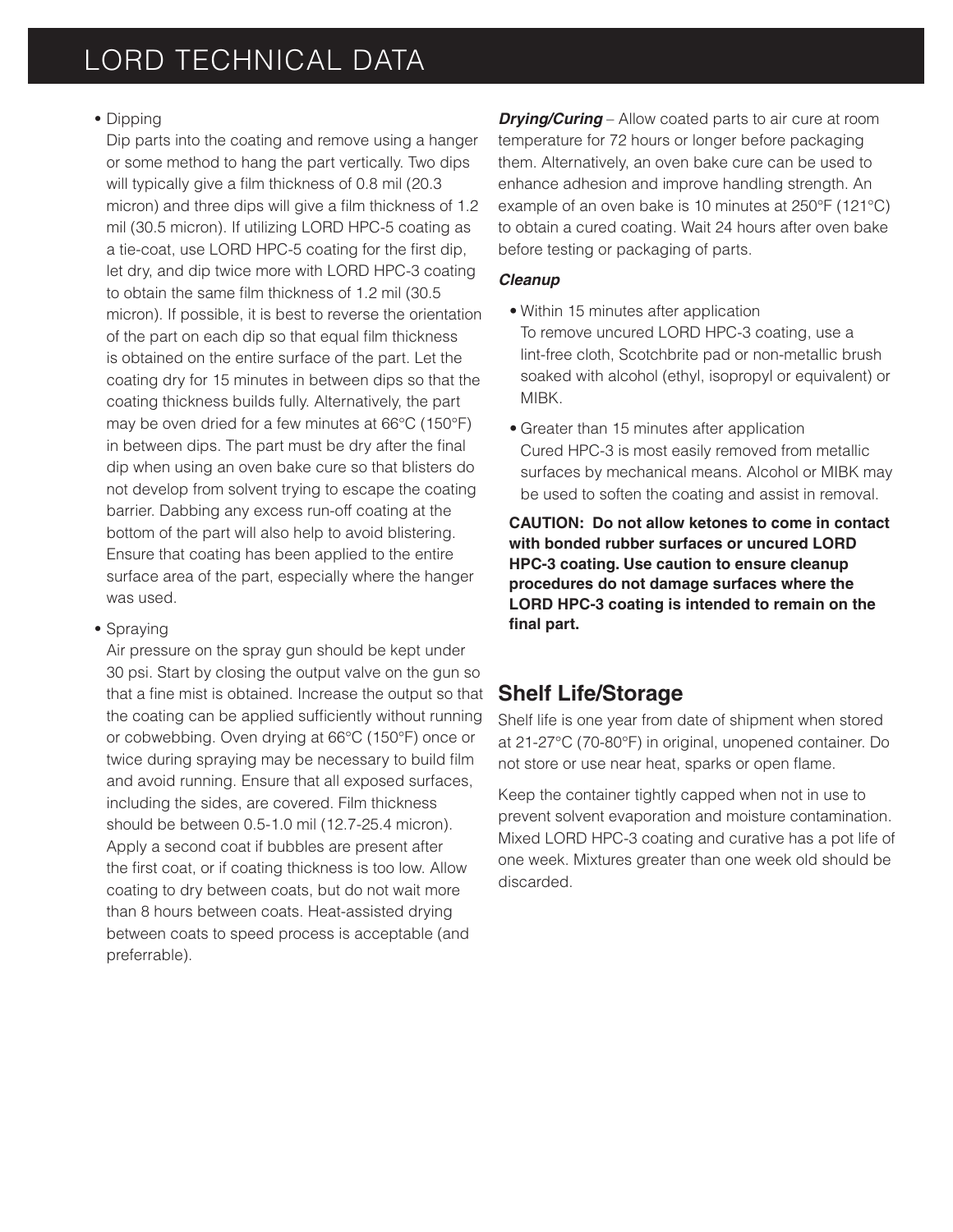- Dipping
  Dip parts into the coating and remove using a hanger or some method to hang the part vertically. Two dips will typically give a film thickness of 0.8 mil (20.3 micron) and three dips will give a film thickness of 1.2 mil (30.5 micron). If utilizing LORD HPC-5 coating as a tie-coat, use LORD HPC-5 coating for the first dip, let dry, and dip twice more with LORD HPC-3 coating to obtain the same film thickness of 1.2 mil (30.5 micron). If possible, it is best to reverse the orientation of the part on each dip so that equal film thickness is obtained on the entire surface of the part. Let the coating dry for 15 minutes in between dips so that the coating thickness builds fully. Alternatively, the part may be oven dried for a few minutes at 66°C (150°F) in between dips. The part must be dry after the final dip when using an oven bake cure so that blisters do not develop from solvent trying to escape the coating barrier. Dabbing any excess run-off coating at the bottom of the part will also help to avoid blistering. Ensure that coating has been applied to the entire surface area of the part, especially where the hanger was used.

- Spraying
  Air pressure on the spray gun should be kept under 30 psi. Start by closing the output valve on the gun so that a fine mist is obtained. Increase the output so that the coating can be applied sufficiently without running or cobwebbing. Oven drying at 66°C (150°F) once or twice during spraying may be necessary to build film and avoid running. Ensure that all exposed surfaces, including the sides, are covered. Film thickness should be between 0.5-1.0 mil (12.7-25.4 micron). Apply a second coat if bubbles are present after the first coat, or if coating thickness is too low. Allow coating to dry between coats, but do not wait more than 8 hours between coats. Heat-assisted drying between coats to speed process is acceptable (and preferrable).

***Drying/Curing*** – Allow coated parts to air cure at room temperature for 72 hours or longer before packaging them. Alternatively, an oven bake cure can be used to enhance adhesion and improve handling strength. An example of an oven bake is 10 minutes at 250°F (121°C) to obtain a cured coating. Wait 24 hours after oven bake before testing or packaging of parts.

***Cleanup***

- Within 15 minutes after application
  To remove uncured LORD HPC-3 coating, use a lint-free cloth, Scotchbrite pad or non-metallic brush soaked with alcohol (ethyl, isopropyl or equivalent) or MIBK.

- Greater than 15 minutes after application
  Cured HPC-3 is most easily removed from metallic surfaces by mechanical means. Alcohol or MIBK may be used to soften the coating and assist in removal.

**CAUTION: Do not allow ketones to come in contact with bonded rubber surfaces or uncured LORD HPC-3 coating. Use caution to ensure cleanup procedures do not damage surfaces where the LORD HPC-3 coating is intended to remain on the final part.**

## Shelf Life/Storage

Shelf life is one year from date of shipment when stored at 21-27°C (70-80°F) in original, unopened container. Do not store or use near heat, sparks or open flame.

Keep the container tightly capped when not in use to prevent solvent evaporation and moisture contamination. Mixed LORD HPC-3 coating and curative has a pot life of one week. Mixtures greater than one week old should be discarded.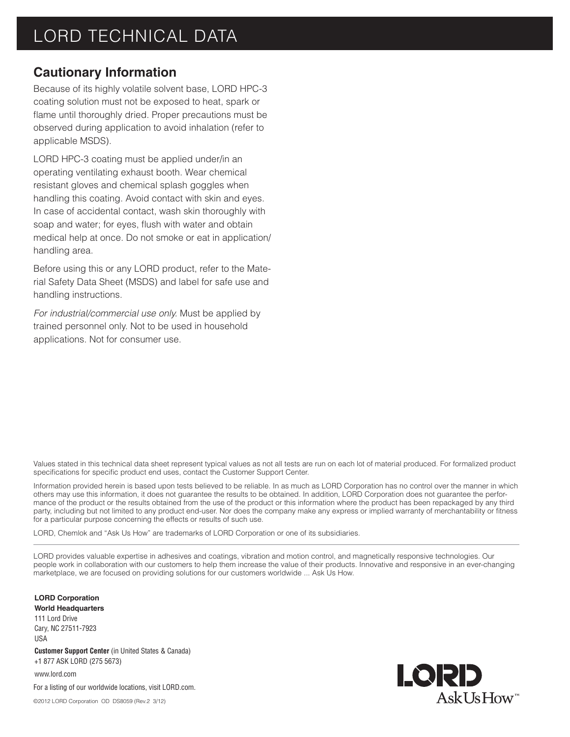## Cautionary Information

Because of its highly volatile solvent base, LORD HPC-3 coating solution must not be exposed to heat, spark or flame until thoroughly dried. Proper precautions must be observed during application to avoid inhalation (refer to applicable MSDS).

LORD HPC-3 coating must be applied under/in an operating ventilating exhaust booth. Wear chemical resistant gloves and chemical splash goggles when handling this coating. Avoid contact with skin and eyes. In case of accidental contact, wash skin thoroughly with soap and water; for eyes, flush with water and obtain medical help at once. Do not smoke or eat in application/handling area.

Before using this or any LORD product, refer to the Material Safety Data Sheet (MSDS) and label for safe use and handling instructions.

*For industrial/commercial use only.* Must be applied by trained personnel only. Not to be used in household applications. Not for consumer use.

Values stated in this technical data sheet represent typical values as not all tests are run on each lot of material produced. For formalized product specifications for specific product end uses, contact the Customer Support Center.

Information provided herein is based upon tests believed to be reliable. In as much as LORD Corporation has no control over the manner in which others may use this information, it does not guarantee the results to be obtained. In addition, LORD Corporation does not guarantee the performance of the product or the results obtained from the use of the product or this information where the product has been repackaged by any third party, including but not limited to any product end-user. Nor does the company make any express or implied warranty of merchantability or fitness for a particular purpose concerning the effects or results of such use.

LORD, Chemlok and "Ask Us How" are trademarks of LORD Corporation or one of its subsidiaries.

---

LORD provides valuable expertise in adhesives and coatings, vibration and motion control, and magnetically responsive technologies. Our people work in collaboration with our customers to help them increase the value of their products. Innovative and responsive in an ever-changing marketplace, we are focused on providing solutions for our customers worldwide ... Ask Us How.

**LORD Corporation**
**World Headquarters**
111 Lord Drive
Cary, NC 27511-7923
USA

**Customer Support Center** (in United States & Canada)
+1 877 ASK LORD (275 5673)

www.lord.com

For a listing of our worldwide locations, visit LORD.com.

©2012 LORD Corporation OD DS8059 (Rev.2 3/12)

LORD
Ask Us How™